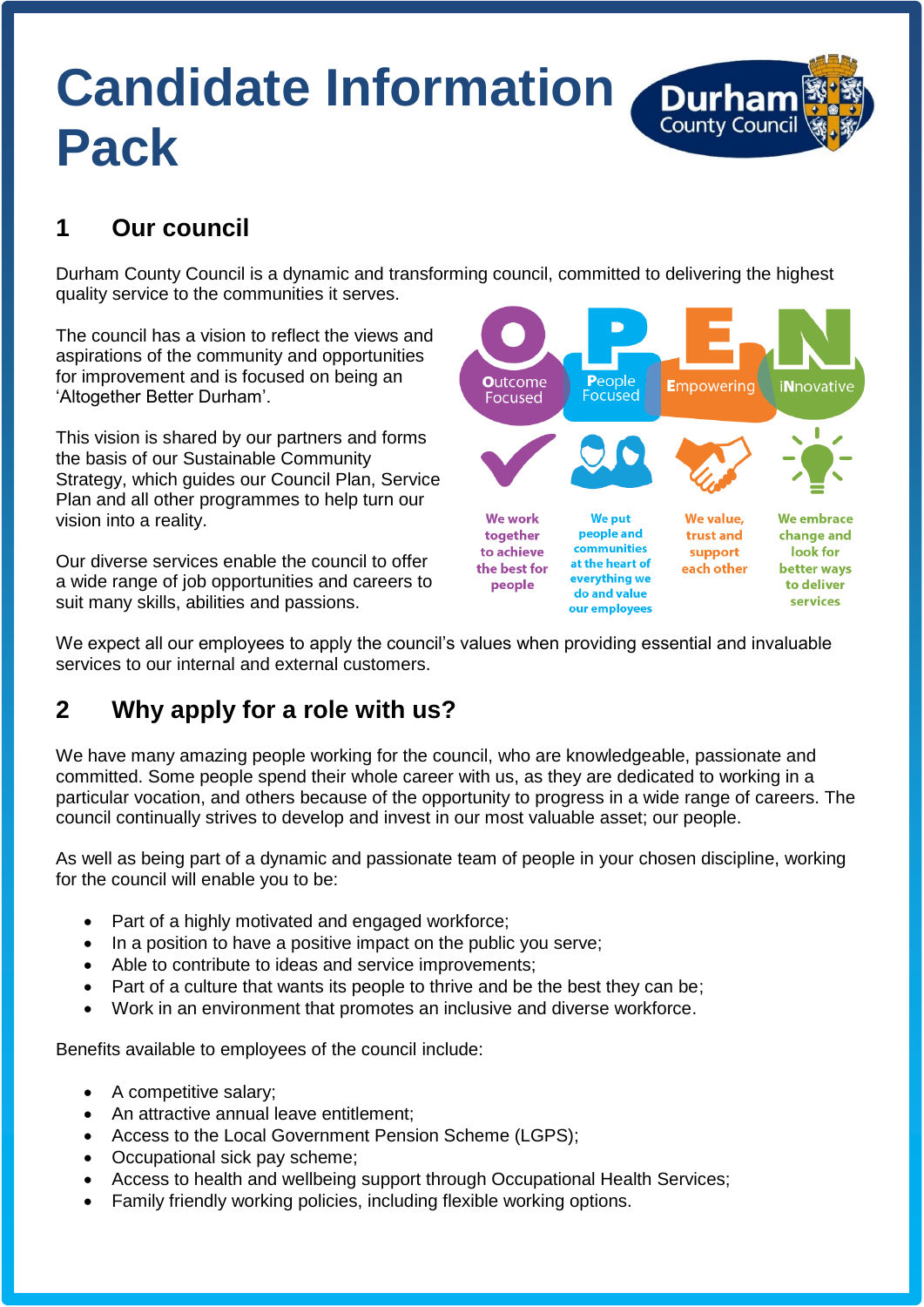# Candidate Information Pack

## 1 Our council

Durham County Council is a dynamic and transforming council, committed to delivering the highest quality service to the communities it serves.

The council has a vision to reflect the views and aspirations of the community and opportunities for improvement and is focused on being an 'Altogether Better Durham'.

This vision is shared by our partners and forms the basis of our Sustainable Community Strategy, which guides our Council Plan, Service Plan and all other programmes to help turn our vision into a reality.

Our diverse services enable the council to offer a wide range of job opportunities and careers to suit many skills, abilities and passions.

**Outcome Focused** – We work together to achieve the best for people

**People Focused** – We put people and communities at the heart of everything we do and value our employees

**Empowering** – We value, trust and support each other

**iNnovative** – We embrace change and look for better ways to deliver services

We expect all our employees to apply the council's values when providing essential and invaluable services to our internal and external customers.

## 2 Why apply for a role with us?

We have many amazing people working for the council, who are knowledgeable, passionate and committed. Some people spend their whole career with us, as they are dedicated to working in a particular vocation, and others because of the opportunity to progress in a wide range of careers. The council continually strives to develop and invest in our most valuable asset; our people.

As well as being part of a dynamic and passionate team of people in your chosen discipline, working for the council will enable you to be:

- Part of a highly motivated and engaged workforce;
- In a position to have a positive impact on the public you serve;
- Able to contribute to ideas and service improvements;
- Part of a culture that wants its people to thrive and be the best they can be;
- Work in an environment that promotes an inclusive and diverse workforce.

Benefits available to employees of the council include:

- A competitive salary;
- An attractive annual leave entitlement;
- Access to the Local Government Pension Scheme (LGPS);
- Occupational sick pay scheme;
- Access to health and wellbeing support through Occupational Health Services;
- Family friendly working policies, including flexible working options.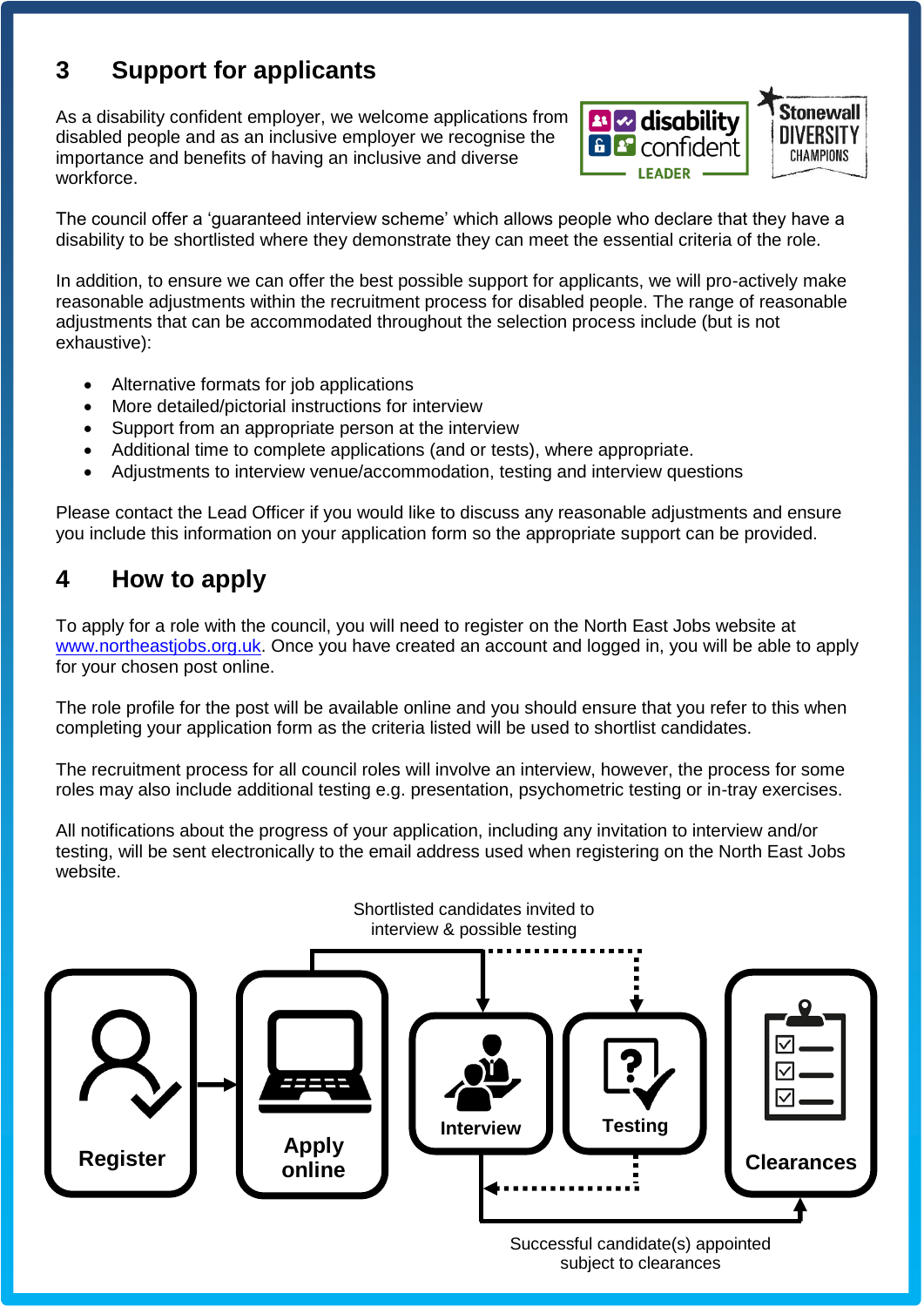## 3 Support for applicants

As a disability confident employer, we welcome applications from disabled people and as an inclusive employer we recognise the importance and benefits of having an inclusive and diverse workforce.

disability confident LEADER

Stonewall DIVERSITY CHAMPIONS

The council offer a 'guaranteed interview scheme' which allows people who declare that they have a disability to be shortlisted where they demonstrate they can meet the essential criteria of the role.

In addition, to ensure we can offer the best possible support for applicants, we will pro-actively make reasonable adjustments within the recruitment process for disabled people. The range of reasonable adjustments that can be accommodated throughout the selection process include (but is not exhaustive):

- Alternative formats for job applications
- More detailed/pictorial instructions for interview
- Support from an appropriate person at the interview
- Additional time to complete applications (and or tests), where appropriate.
- Adjustments to interview venue/accommodation, testing and interview questions

Please contact the Lead Officer if you would like to discuss any reasonable adjustments and ensure you include this information on your application form so the appropriate support can be provided.

## 4 How to apply

To apply for a role with the council, you will need to register on the North East Jobs website at www.northeastjobs.org.uk. Once you have created an account and logged in, you will be able to apply for your chosen post online.

The role profile for the post will be available online and you should ensure that you refer to this when completing your application form as the criteria listed will be used to shortlist candidates.

The recruitment process for all council roles will involve an interview, however, the process for some roles may also include additional testing e.g. presentation, psychometric testing or in-tray exercises.

All notifications about the progress of your application, including any invitation to interview and/or testing, will be sent electronically to the email address used when registering on the North East Jobs website.

Shortlisted candidates invited to interview & possible testing

Register

Apply online

Interview

Testing

Clearances

Successful candidate(s) appointed subject to clearances